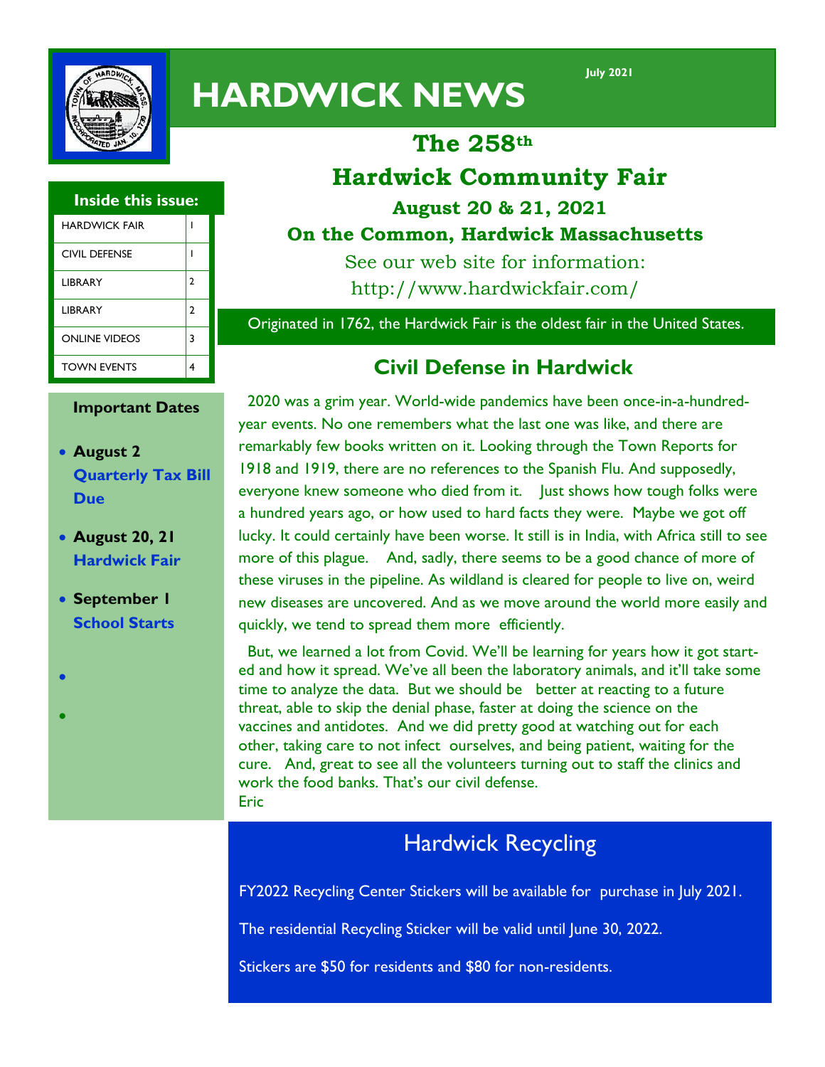# HARDWICK NEWS

July 2021

| Inside this issue: | |
|---|---|
| HARDWICK FAIR | 1 |
| CIVIL DEFENSE | 1 |
| LIBRARY | 2 |
| LIBRARY | 2 |
| ONLINE VIDEOS | 3 |
| TOWN EVENTS | 4 |

**Important Dates**

- **August 2** **Quarterly Tax Bill Due**
- **August 20, 21** **Hardwick Fair**
- **September 1** **School Starts**

## The 258th Hardwick Community Fair

**August 20 & 21, 2021**

**On the Common, Hardwick Massachusetts**

See our web site for information:
http://www.hardwickfair.com/

Originated in 1762, the Hardwick Fair is the oldest fair in the United States.

## Civil Defense in Hardwick

2020 was a grim year. World-wide pandemics have been once-in-a-hundred-year events. No one remembers what the last one was like, and there are remarkably few books written on it. Looking through the Town Reports for 1918 and 1919, there are no references to the Spanish Flu. And supposedly, everyone knew someone who died from it. Just shows how tough folks were a hundred years ago, or how used to hard facts they were. Maybe we got off lucky. It could certainly have been worse. It still is in India, with Africa still to see more of this plague. And, sadly, there seems to be a good chance of more of these viruses in the pipeline. As wildland is cleared for people to live on, weird new diseases are uncovered. And as we move around the world more easily and quickly, we tend to spread them more efficiently.

But, we learned a lot from Covid. We'll be learning for years how it got started and how it spread. We've all been the laboratory animals, and it'll take some time to analyze the data. But we should be better at reacting to a future threat, able to skip the denial phase, faster at doing the science on the vaccines and antidotes. And we did pretty good at watching out for each other, taking care to not infect ourselves, and being patient, waiting for the cure. And, great to see all the volunteers turning out to staff the clinics and work the food banks. That's our civil defense.
Eric

## Hardwick Recycling

FY2022 Recycling Center Stickers will be available for purchase in July 2021.

The residential Recycling Sticker will be valid until June 30, 2022.

Stickers are $50 for residents and $80 for non-residents.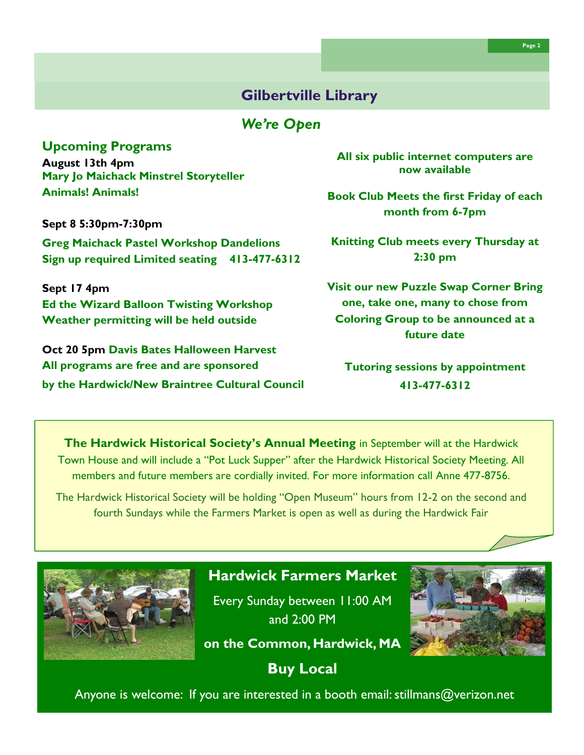# Gilbertville Library

*We're Open*

## Upcoming Programs

**August 13th 4pm**
**Mary Jo Maichack Minstrel Storyteller**
**Animals! Animals!**

**Sept 8 5:30pm-7:30pm**

**Greg Maichack Pastel Workshop Dandelions**
**Sign up required Limited seating 413-477-6312**

**Sept 17 4pm**
**Ed the Wizard Balloon Twisting Workshop**
**Weather permitting will be held outside**

**Oct 20 5pm Davis Bates Halloween Harvest**
**All programs are free and are sponsored**
**by the Hardwick/New Braintree Cultural Council**

**All six public internet computers are now available**

**Book Club Meets the first Friday of each month from 6-7pm**

**Knitting Club meets every Thursday at 2:30 pm**

**Visit our new Puzzle Swap Corner Bring one, take one, many to chose from Coloring Group to be announced at a future date**

**Tutoring sessions by appointment 413-477-6312**

---

**The Hardwick Historical Society's Annual Meeting** in September will at the Hardwick Town House and will include a "Pot Luck Supper" after the Hardwick Historical Society Meeting. All members and future members are cordially invited. For more information call Anne 477-8756.

The Hardwick Historical Society will be holding "Open Museum" hours from 12-2 on the second and fourth Sundays while the Farmers Market is open as well as during the Hardwick Fair

---

## Hardwick Farmers Market

Every Sunday between 11:00 AM and 2:00 PM

**on the Common, Hardwick, MA**

**Buy Local**

Anyone is welcome: If you are interested in a booth email: stillmans@verizon.net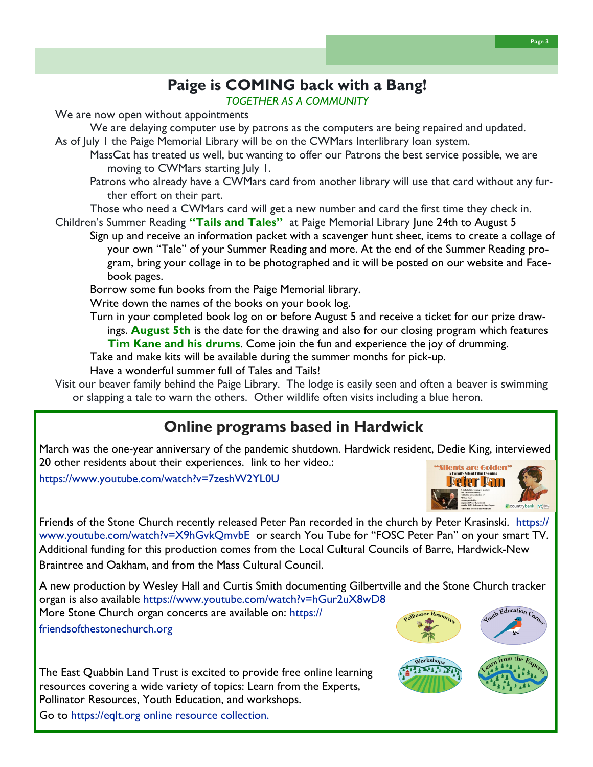## Paige is COMING back with a Bang!

*TOGETHER AS A COMMUNITY*

We are now open without appointments

- We are delaying computer use by patrons as the computers are being repaired and updated.

As of July 1 the Paige Memorial Library will be on the CWMars Interlibrary loan system.

- MassCat has treated us well, but wanting to offer our Patrons the best service possible, we are moving to CWMars starting July 1.
- Patrons who already have a CWMars card from another library will use that card without any further effort on their part.
- Those who need a CWMars card will get a new number and card the first time they check in.

Children's Summer Reading **"Tails and Tales"** at Paige Memorial Library June 24th to August 5

- Sign up and receive an information packet with a scavenger hunt sheet, items to create a collage of your own "Tale" of your Summer Reading and more. At the end of the Summer Reading program, bring your collage in to be photographed and it will be posted on our website and Facebook pages.
- Borrow some fun books from the Paige Memorial library.
- Write down the names of the books on your book log.
- Turn in your completed book log on or before August 5 and receive a ticket for our prize drawings. **August 5th** is the date for the drawing and also for our closing program which features **Tim Kane and his drums**. Come join the fun and experience the joy of drumming.
- Take and make kits will be available during the summer months for pick-up.
- Have a wonderful summer full of Tales and Tails!

Visit our beaver family behind the Paige Library. The lodge is easily seen and often a beaver is swimming or slapping a tale to warn the others. Other wildlife often visits including a blue heron.

## Online programs based in Hardwick

March was the one-year anniversary of the pandemic shutdown. Hardwick resident, Dedie King, interviewed 20 other residents about their experiences. link to her video.:

https://www.youtube.com/watch?v=7zeshW2YL0U

Friends of the Stone Church recently released Peter Pan recorded in the church by Peter Krasinski. https://www.youtube.com/watch?v=X9hGvkQmvbE or search You Tube for "FOSC Peter Pan" on your smart TV. Additional funding for this production comes from the Local Cultural Councils of Barre, Hardwick-New Braintree and Oakham, and from the Mass Cultural Council.

A new production by Wesley Hall and Curtis Smith documenting Gilbertville and the Stone Church tracker organ is also available https://www.youtube.com/watch?v=hGur2uX8wD8

More Stone Church organ concerts are available on: https://friendsofthestonechurch.org

The East Quabbin Land Trust is excited to provide free online learning resources covering a wide variety of topics: Learn from the Experts, Pollinator Resources, Youth Education, and workshops.

Go to https://eqlt.org online resource collection.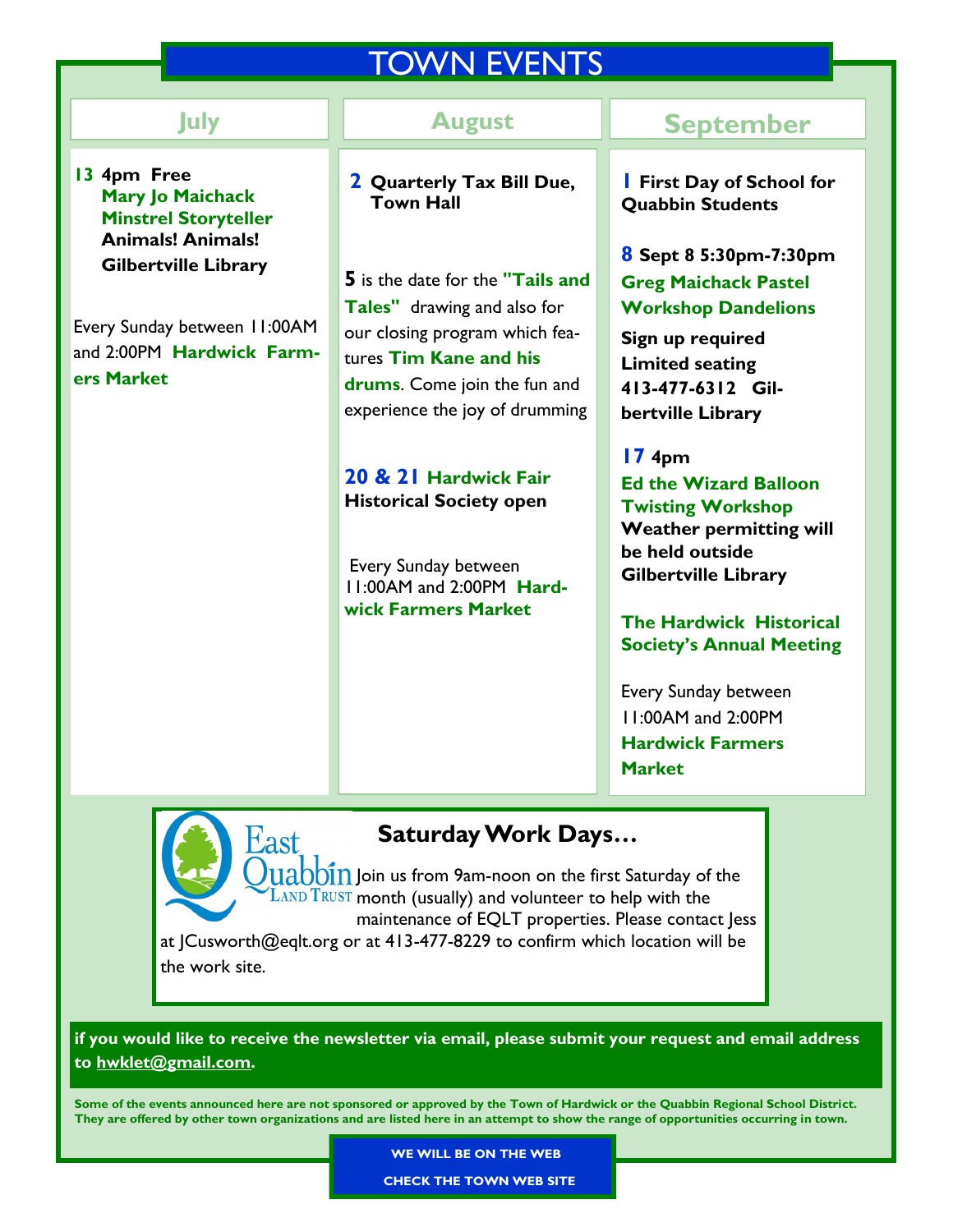# TOWN EVENTS

## July

**13 4pm Free**
**Mary Jo Maichack**
**Minstrel Storyteller**
**Animals! Animals!**
**Gilbertville Library**

Every Sunday between 11:00AM and 2:00PM **Hardwick Farmers Market**

## August

**2 Quarterly Tax Bill Due, Town Hall**

**5** is the date for the **"Tails and Tales"** drawing and also for our closing program which features **Tim Kane and his drums**. Come join the fun and experience the joy of drumming

**20 & 21 Hardwick Fair**
**Historical Society open**

Every Sunday between 11:00AM and 2:00PM **Hardwick Farmers Market**

## September

**1 First Day of School for Quabbin Students**

**8 Sept 8 5:30pm-7:30pm**
**Greg Maichack Pastel Workshop Dandelions**
**Sign up required**
**Limited seating**
**413-477-6312 Gilbertville Library**

**17 4pm**
**Ed the Wizard Balloon Twisting Workshop**
**Weather permitting will be held outside**
**Gilbertville Library**

**The Hardwick Historical Society's Annual Meeting**

Every Sunday between 11:00AM and 2:00PM **Hardwick Farmers Market**

East Quabbin Land Trust

## Saturday Work Days…

Join us from 9am-noon on the first Saturday of the month (usually) and volunteer to help with the maintenance of EQLT properties. Please contact Jess at JCusworth@eqlt.org or at 413-477-8229 to confirm which location will be the work site.

**if you would like to receive the newsletter via email, please submit your request and email address to hwklet@gmail.com.**

**Some of the events announced here are not sponsored or approved by the Town of Hardwick or the Quabbin Regional School District. They are offered by other town organizations and are listed here in an attempt to show the range of opportunities occurring in town.**

**WE WILL BE ON THE WEB**

**CHECK THE TOWN WEB SITE**